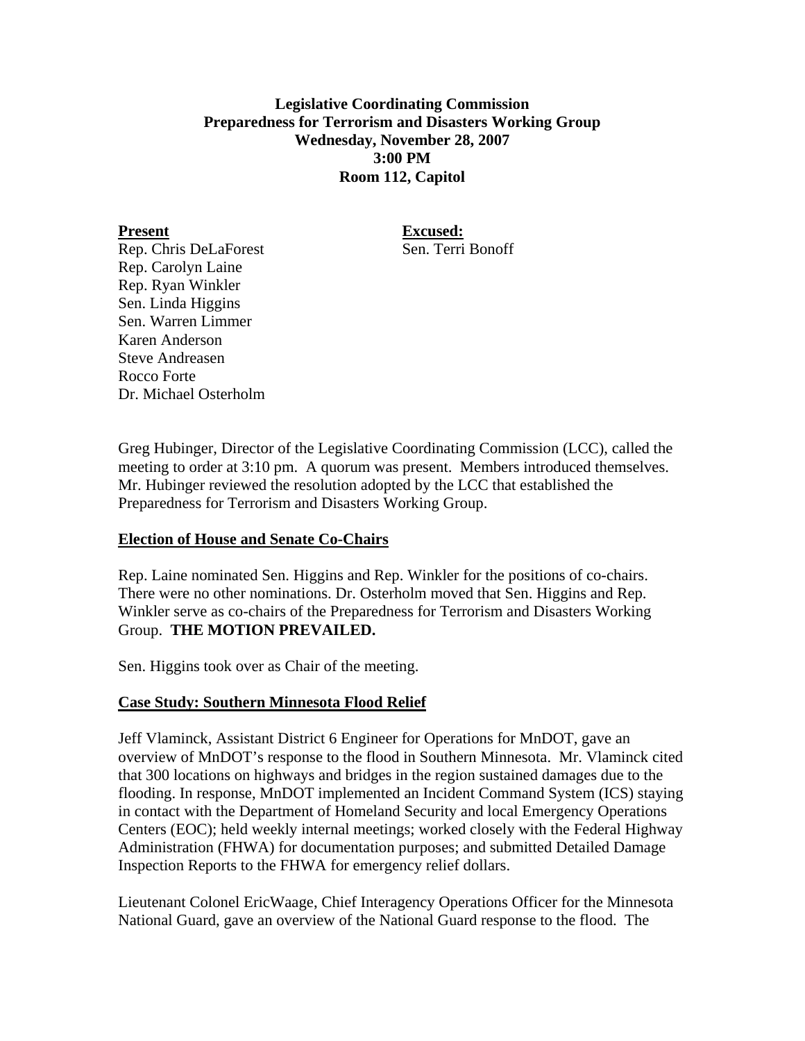**Legislative Coordinating Commission**
**Preparedness for Terrorism and Disasters Working Group**
**Wednesday, November 28, 2007**
**3:00 PM**
**Room 112, Capitol**

**Present**

Rep. Chris DeLaForest
Rep. Carolyn Laine
Rep. Ryan Winkler
Sen. Linda Higgins
Sen. Warren Limmer
Karen Anderson
Steve Andreasen
Rocco Forte
Dr. Michael Osterholm

**Excused:**

Sen. Terri Bonoff

Greg Hubinger, Director of the Legislative Coordinating Commission (LCC), called the meeting to order at 3:10 pm. A quorum was present. Members introduced themselves. Mr. Hubinger reviewed the resolution adopted by the LCC that established the Preparedness for Terrorism and Disasters Working Group.

**Election of House and Senate Co-Chairs**

Rep. Laine nominated Sen. Higgins and Rep. Winkler for the positions of co-chairs. There were no other nominations. Dr. Osterholm moved that Sen. Higgins and Rep. Winkler serve as co-chairs of the Preparedness for Terrorism and Disasters Working Group. **THE MOTION PREVAILED.**

Sen. Higgins took over as Chair of the meeting.

**Case Study: Southern Minnesota Flood Relief**

Jeff Vlaminck, Assistant District 6 Engineer for Operations for MnDOT, gave an overview of MnDOT's response to the flood in Southern Minnesota. Mr. Vlaminck cited that 300 locations on highways and bridges in the region sustained damages due to the flooding. In response, MnDOT implemented an Incident Command System (ICS) staying in contact with the Department of Homeland Security and local Emergency Operations Centers (EOC); held weekly internal meetings; worked closely with the Federal Highway Administration (FHWA) for documentation purposes; and submitted Detailed Damage Inspection Reports to the FHWA for emergency relief dollars.

Lieutenant Colonel EricWaage, Chief Interagency Operations Officer for the Minnesota National Guard, gave an overview of the National Guard response to the flood. The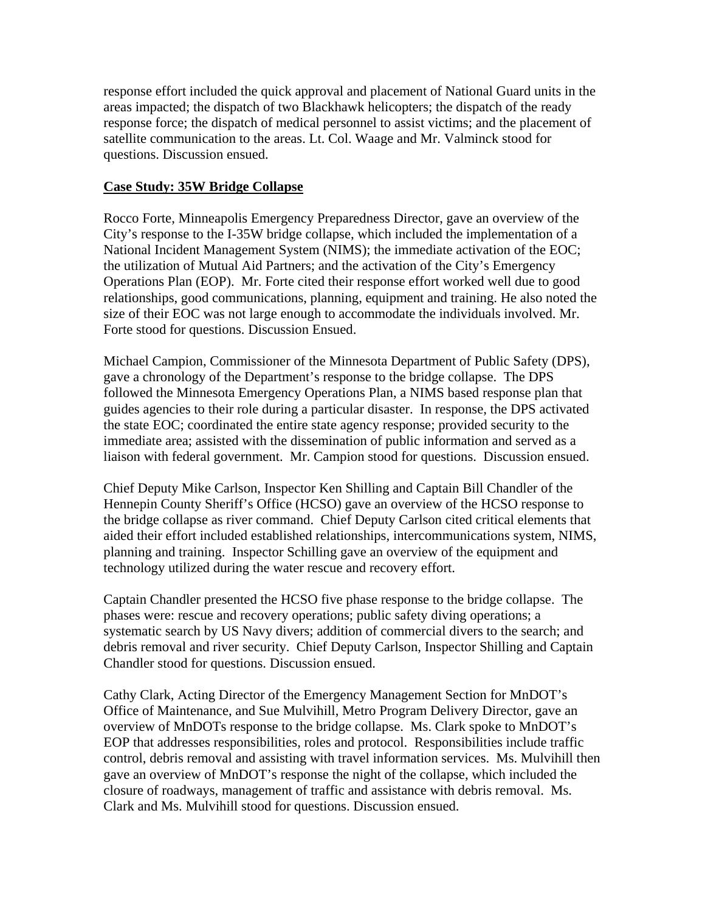response effort included the quick approval and placement of National Guard units in the areas impacted; the dispatch of two Blackhawk helicopters; the dispatch of the ready response force; the dispatch of medical personnel to assist victims; and the placement of satellite communication to the areas. Lt. Col. Waage and Mr. Valminck stood for questions. Discussion ensued.

**Case Study: 35W Bridge Collapse**

Rocco Forte, Minneapolis Emergency Preparedness Director, gave an overview of the City's response to the I-35W bridge collapse, which included the implementation of a National Incident Management System (NIMS); the immediate activation of the EOC; the utilization of Mutual Aid Partners; and the activation of the City's Emergency Operations Plan (EOP). Mr. Forte cited their response effort worked well due to good relationships, good communications, planning, equipment and training. He also noted the size of their EOC was not large enough to accommodate the individuals involved. Mr. Forte stood for questions. Discussion Ensued.

Michael Campion, Commissioner of the Minnesota Department of Public Safety (DPS), gave a chronology of the Department's response to the bridge collapse. The DPS followed the Minnesota Emergency Operations Plan, a NIMS based response plan that guides agencies to their role during a particular disaster. In response, the DPS activated the state EOC; coordinated the entire state agency response; provided security to the immediate area; assisted with the dissemination of public information and served as a liaison with federal government. Mr. Campion stood for questions. Discussion ensued.

Chief Deputy Mike Carlson, Inspector Ken Shilling and Captain Bill Chandler of the Hennepin County Sheriff's Office (HCSO) gave an overview of the HCSO response to the bridge collapse as river command. Chief Deputy Carlson cited critical elements that aided their effort included established relationships, intercommunications system, NIMS, planning and training. Inspector Schilling gave an overview of the equipment and technology utilized during the water rescue and recovery effort.

Captain Chandler presented the HCSO five phase response to the bridge collapse. The phases were: rescue and recovery operations; public safety diving operations; a systematic search by US Navy divers; addition of commercial divers to the search; and debris removal and river security. Chief Deputy Carlson, Inspector Shilling and Captain Chandler stood for questions. Discussion ensued.

Cathy Clark, Acting Director of the Emergency Management Section for MnDOT's Office of Maintenance, and Sue Mulvihill, Metro Program Delivery Director, gave an overview of MnDOTs response to the bridge collapse. Ms. Clark spoke to MnDOT's EOP that addresses responsibilities, roles and protocol. Responsibilities include traffic control, debris removal and assisting with travel information services. Ms. Mulvihill then gave an overview of MnDOT's response the night of the collapse, which included the closure of roadways, management of traffic and assistance with debris removal. Ms. Clark and Ms. Mulvihill stood for questions. Discussion ensued.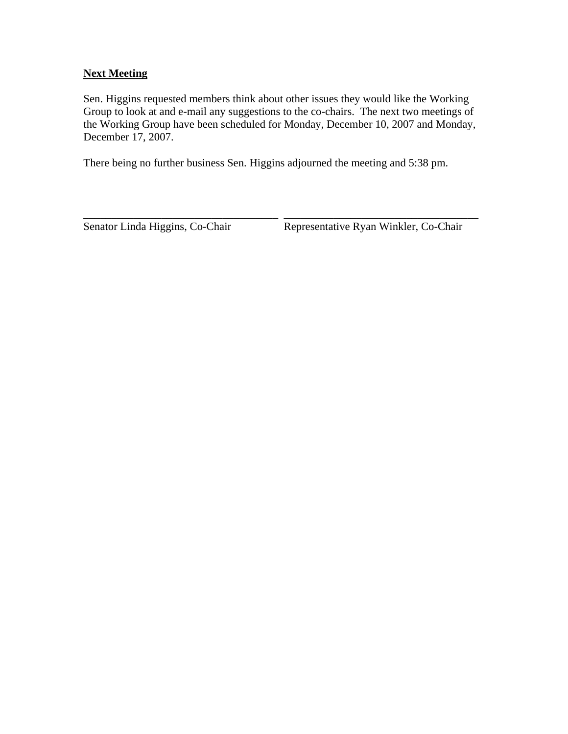**Next Meeting**

Sen. Higgins requested members think about other issues they would like the Working Group to look at and e-mail any suggestions to the co-chairs. The next two meetings of the Working Group have been scheduled for Monday, December 10, 2007 and Monday, December 17, 2007.

There being no further business Sen. Higgins adjourned the meeting and 5:38 pm.

| | |
|---|---|
| ___________________________________ | ___________________________________ |
| Senator Linda Higgins, Co-Chair | Representative Ryan Winkler, Co-Chair |